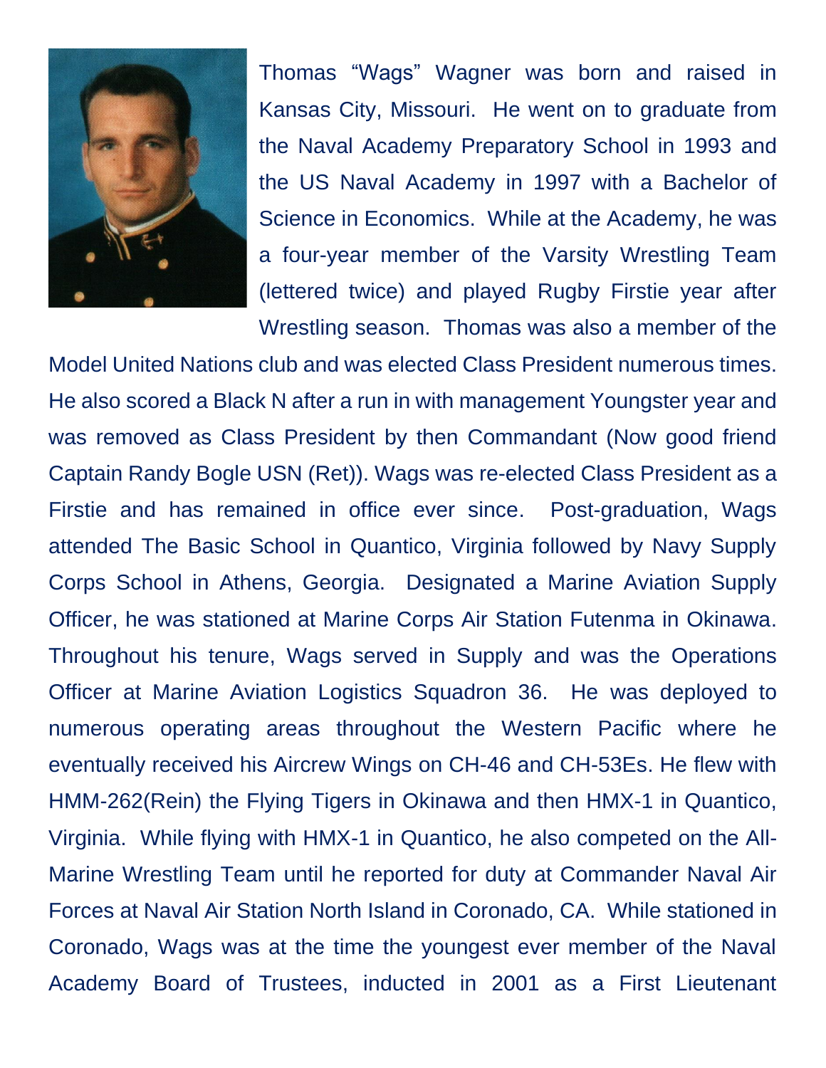Thomas “Wags” Wagner was born and raised in Kansas City, Missouri. He went on to graduate from the Naval Academy Preparatory School in 1993 and the US Naval Academy in 1997 with a Bachelor of Science in Economics. While at the Academy, he was a four-year member of the Varsity Wrestling Team (lettered twice) and played Rugby Firstie year after Wrestling season. Thomas was also a member of the Model United Nations club and was elected Class President numerous times. He also scored a Black N after a run in with management Youngster year and was removed as Class President by then Commandant (Now good friend Captain Randy Bogle USN (Ret)). Wags was re-elected Class President as a Firstie and has remained in office ever since. Post-graduation, Wags attended The Basic School in Quantico, Virginia followed by Navy Supply Corps School in Athens, Georgia. Designated a Marine Aviation Supply Officer, he was stationed at Marine Corps Air Station Futenma in Okinawa. Throughout his tenure, Wags served in Supply and was the Operations Officer at Marine Aviation Logistics Squadron 36. He was deployed to numerous operating areas throughout the Western Pacific where he eventually received his Aircrew Wings on CH-46 and CH-53Es. He flew with HMM-262(Rein) the Flying Tigers in Okinawa and then HMX-1 in Quantico, Virginia. While flying with HMX-1 in Quantico, he also competed on the All-Marine Wrestling Team until he reported for duty at Commander Naval Air Forces at Naval Air Station North Island in Coronado, CA. While stationed in Coronado, Wags was at the time the youngest ever member of the Naval Academy Board of Trustees, inducted in 2001 as a First Lieutenant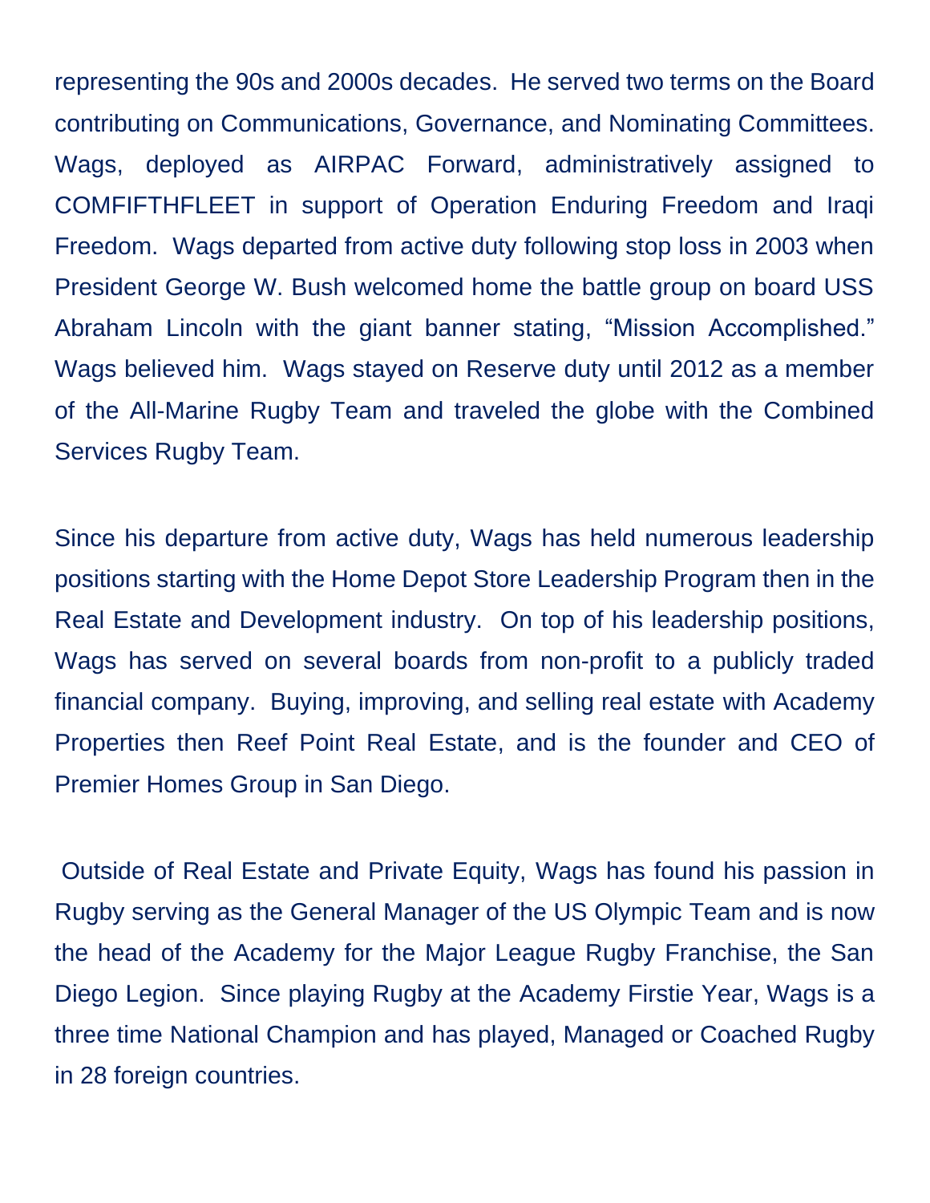representing the 90s and 2000s decades. He served two terms on the Board contributing on Communications, Governance, and Nominating Committees. Wags, deployed as AIRPAC Forward, administratively assigned to COMFIFTHFLEET in support of Operation Enduring Freedom and Iraqi Freedom. Wags departed from active duty following stop loss in 2003 when President George W. Bush welcomed home the battle group on board USS Abraham Lincoln with the giant banner stating, "Mission Accomplished." Wags believed him. Wags stayed on Reserve duty until 2012 as a member of the All-Marine Rugby Team and traveled the globe with the Combined Services Rugby Team.

Since his departure from active duty, Wags has held numerous leadership positions starting with the Home Depot Store Leadership Program then in the Real Estate and Development industry. On top of his leadership positions, Wags has served on several boards from non-profit to a publicly traded financial company. Buying, improving, and selling real estate with Academy Properties then Reef Point Real Estate, and is the founder and CEO of Premier Homes Group in San Diego.

Outside of Real Estate and Private Equity, Wags has found his passion in Rugby serving as the General Manager of the US Olympic Team and is now the head of the Academy for the Major League Rugby Franchise, the San Diego Legion. Since playing Rugby at the Academy Firstie Year, Wags is a three time National Champion and has played, Managed or Coached Rugby in 28 foreign countries.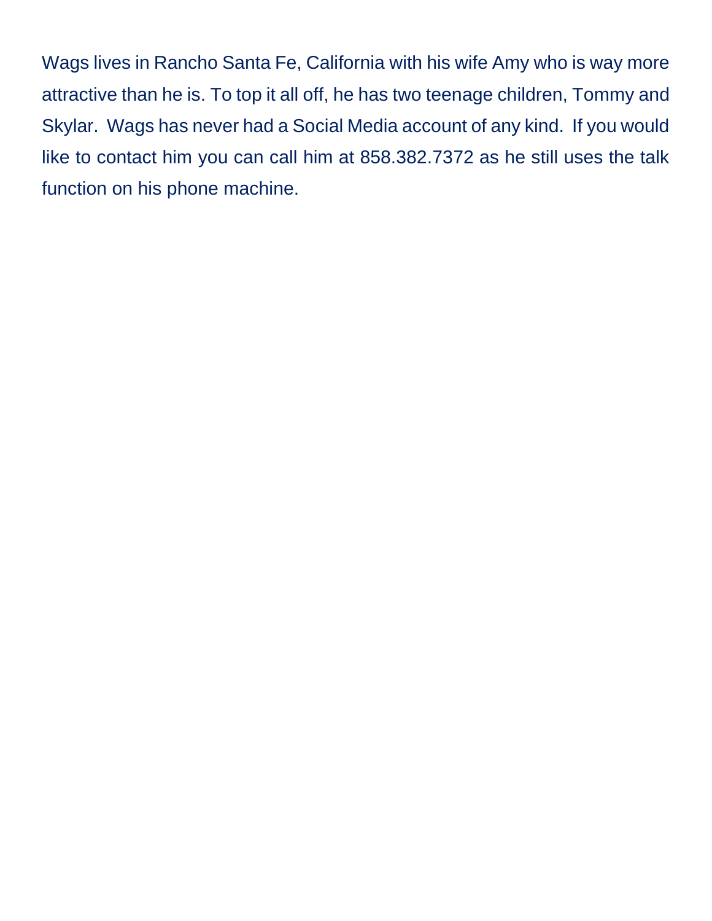Wags lives in Rancho Santa Fe, California with his wife Amy who is way more attractive than he is. To top it all off, he has two teenage children, Tommy and Skylar. Wags has never had a Social Media account of any kind. If you would like to contact him you can call him at 858.382.7372 as he still uses the talk function on his phone machine.